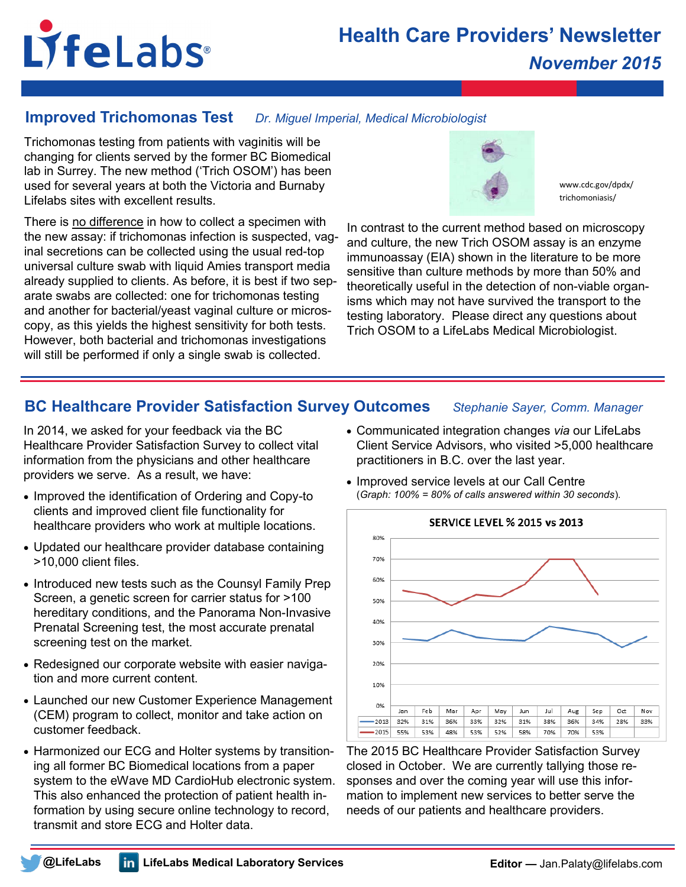# LifeLabs

## Health Care Providers' Newsletter

*November 2015*

## Improved Trichomonas Test

*Dr. Miguel Imperial, Medical Microbiologist*

Trichomonas testing from patients with vaginitis will be changing for clients served by the former BC Biomedical lab in Surrey. The new method ('Trich OSOM') has been used for several years at both the Victoria and Burnaby Lifelabs sites with excellent results.

There is no difference in how to collect a specimen with the new assay: if trichomonas infection is suspected, vaginal secretions can be collected using the usual red-top universal culture swab with liquid Amies transport media already supplied to clients. As before, it is best if two separate swabs are collected: one for trichomonas testing and another for bacterial/yeast vaginal culture or microscopy, as this yields the highest sensitivity for both tests. However, both bacterial and trichomonas investigations will still be performed if only a single swab is collected.

www.cdc.gov/dpdx/trichomoniasis/

In contrast to the current method based on microscopy and culture, the new Trich OSOM assay is an enzyme immunoassay (EIA) shown in the literature to be more sensitive than culture methods by more than 50% and theoretically useful in the detection of non-viable organisms which may not have survived the transport to the testing laboratory. Please direct any questions about Trich OSOM to a LifeLabs Medical Microbiologist.

## BC Healthcare Provider Satisfaction Survey Outcomes

*Stephanie Sayer, Comm. Manager*

In 2014, we asked for your feedback via the BC Healthcare Provider Satisfaction Survey to collect vital information from the physicians and other healthcare providers we serve. As a result, we have:

- Improved the identification of Ordering and Copy-to clients and improved client file functionality for healthcare providers who work at multiple locations.
- Updated our healthcare provider database containing >10,000 client files.
- Introduced new tests such as the Counsyl Family Prep Screen, a genetic screen for carrier status for >100 hereditary conditions, and the Panorama Non-Invasive Prenatal Screening test, the most accurate prenatal screening test on the market.
- Redesigned our corporate website with easier navigation and more current content.
- Launched our new Customer Experience Management (CEM) program to collect, monitor and take action on customer feedback.
- Harmonized our ECG and Holter systems by transitioning all former BC Biomedical locations from a paper system to the eWave MD CardioHub electronic system. This also enhanced the protection of patient health information by using secure online technology to record, transmit and store ECG and Holter data.
- Communicated integration changes *via* our LifeLabs Client Service Advisors, who visited >5,000 healthcare practitioners in B.C. over the last year.
- Improved service levels at our Call Centre
  (*Graph: 100% = 80% of calls answered within 30 seconds*).

**SERVICE LEVEL % 2015 vs 2013**

| | Jan | Feb | Mar | Apr | May | Jun | Jul | Aug | Sep | Oct | Nov |
|---|---|---|---|---|---|---|---|---|---|---|---|
| 2013 | 32% | 31% | 36% | 33% | 32% | 31% | 38% | 36% | 34% | 28% | 33% |
| 2015 | 55% | 53% | 48% | 53% | 52% | 58% | 70% | 70% | 53% | | |

The 2015 BC Healthcare Provider Satisfaction Survey closed in October. We are currently tallying those responses and over the coming year will use this information to implement new services to better serve the needs of our patients and healthcare providers.

@LifeLabs | LifeLabs Medical Laboratory Services | Editor — Jan.Palaty@lifelabs.com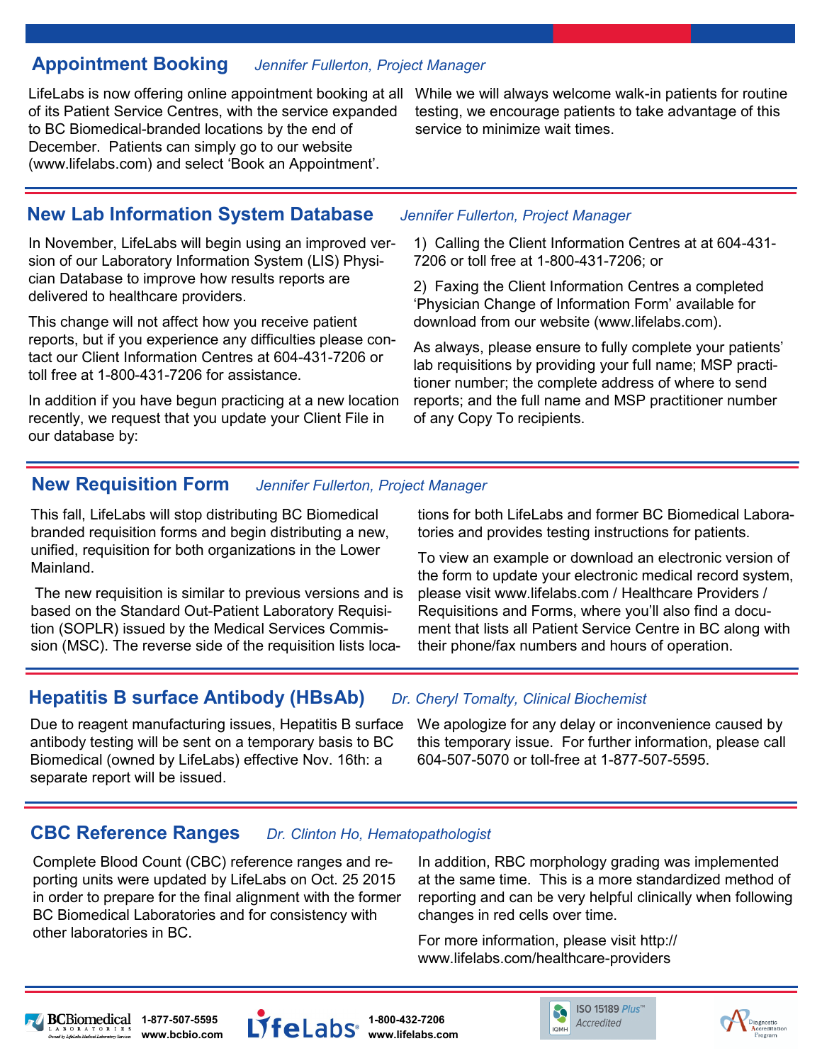## Appointment Booking

*Jennifer Fullerton, Project Manager*

LifeLabs is now offering online appointment booking at all of its Patient Service Centres, with the service expanded to BC Biomedical-branded locations by the end of December. Patients can simply go to our website (www.lifelabs.com) and select 'Book an Appointment'.

While we will always welcome walk-in patients for routine testing, we encourage patients to take advantage of this service to minimize wait times.

## New Lab Information System Database

*Jennifer Fullerton, Project Manager*

In November, LifeLabs will begin using an improved version of our Laboratory Information System (LIS) Physician Database to improve how results reports are delivered to healthcare providers.

This change will not affect how you receive patient reports, but if you experience any difficulties please contact our Client Information Centres at 604-431-7206 or toll free at 1-800-431-7206 for assistance.

In addition if you have begun practicing at a new location recently, we request that you update your Client File in our database by:

1) Calling the Client Information Centres at at 604-431-7206 or toll free at 1-800-431-7206; or

2) Faxing the Client Information Centres a completed 'Physician Change of Information Form' available for download from our website (www.lifelabs.com).

As always, please ensure to fully complete your patients' lab requisitions by providing your full name; MSP practitioner number; the complete address of where to send reports; and the full name and MSP practitioner number of any Copy To recipients.

## New Requisition Form

*Jennifer Fullerton, Project Manager*

This fall, LifeLabs will stop distributing BC Biomedical branded requisition forms and begin distributing a new, unified, requisition for both organizations in the Lower Mainland.

The new requisition is similar to previous versions and is based on the Standard Out-Patient Laboratory Requisition (SOPLR) issued by the Medical Services Commission (MSC). The reverse side of the requisition lists locations for both LifeLabs and former BC Biomedical Laboratories and provides testing instructions for patients.

To view an example or download an electronic version of the form to update your electronic medical record system, please visit www.lifelabs.com / Healthcare Providers / Requisitions and Forms, where you'll also find a document that lists all Patient Service Centre in BC along with their phone/fax numbers and hours of operation.

## Hepatitis B surface Antibody (HBsAb)

*Dr. Cheryl Tomalty, Clinical Biochemist*

Due to reagent manufacturing issues, Hepatitis B surface antibody testing will be sent on a temporary basis to BC Biomedical (owned by LifeLabs) effective Nov. 16th: a separate report will be issued.

We apologize for any delay or inconvenience caused by this temporary issue. For further information, please call 604-507-5070 or toll-free at 1-877-507-5595.

## CBC Reference Ranges

*Dr. Clinton Ho, Hematopathologist*

Complete Blood Count (CBC) reference ranges and reporting units were updated by LifeLabs on Oct. 25 2015 in order to prepare for the final alignment with the former BC Biomedical Laboratories and for consistency with other laboratories in BC.

In addition, RBC morphology grading was implemented at the same time. This is a more standardized method of reporting and can be very helpful clinically when following changes in red cells over time.

For more information, please visit http://www.lifelabs.com/healthcare-providers

BCBiomedical Laboratories 1-877-507-5595 www.bcbio.com

LifeLabs 1-800-432-7206 www.lifelabs.com

ISO 15189 Plus™ Accredited

Diagnostic Accreditation Program